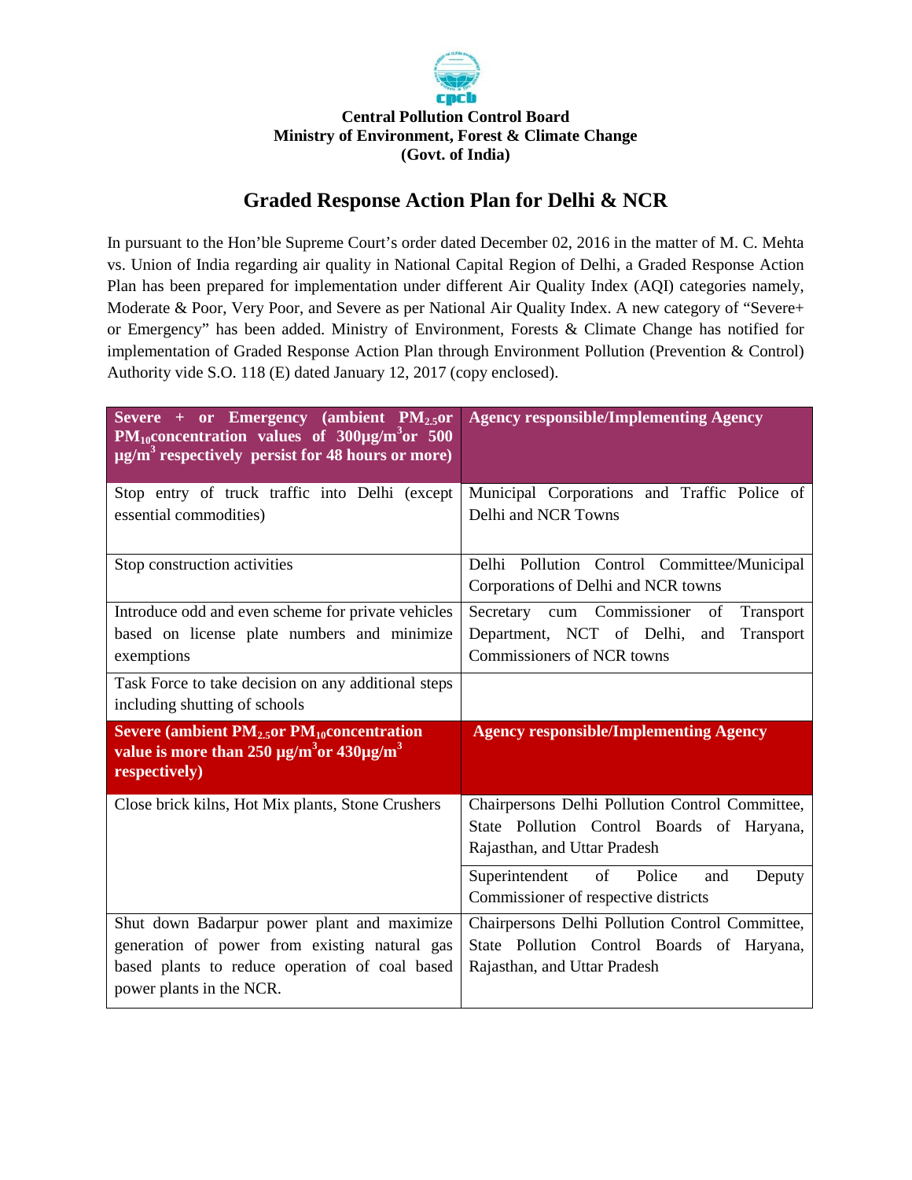**Central Pollution Control Board**
**Ministry of Environment, Forest & Climate Change**
**(Govt. of India)**

# Graded Response Action Plan for Delhi & NCR

In pursuant to the Hon'ble Supreme Court's order dated December 02, 2016 in the matter of M. C. Mehta vs. Union of India regarding air quality in National Capital Region of Delhi, a Graded Response Action Plan has been prepared for implementation under different Air Quality Index (AQI) categories namely, Moderate & Poor, Very Poor, and Severe as per National Air Quality Index. A new category of "Severe+ or Emergency" has been added. Ministry of Environment, Forests & Climate Change has notified for implementation of Graded Response Action Plan through Environment Pollution (Prevention & Control) Authority vide S.O. 118 (E) dated January 12, 2017 (copy enclosed).

| **Severe + or Emergency (ambient $PM_{2.5}$ or $PM_{10}$ concentration values of 300µg/$m^3$ or 500 µg/$m^3$ respectively persist for 48 hours or more)** | **Agency responsible/Implementing Agency** |
|---|---|
| Stop entry of truck traffic into Delhi (except essential commodities) | Municipal Corporations and Traffic Police of Delhi and NCR Towns |
| Stop construction activities | Delhi Pollution Control Committee/Municipal Corporations of Delhi and NCR towns |
| Introduce odd and even scheme for private vehicles based on license plate numbers and minimize exemptions | Secretary cum Commissioner of Transport Department, NCT of Delhi, and Transport Commissioners of NCR towns |
| Task Force to take decision on any additional steps including shutting of schools | |
| **Severe (ambient $PM_{2.5}$ or $PM_{10}$ concentration value is more than 250 µg/$m^3$ or 430µg/$m^3$ respectively)** | **Agency responsible/Implementing Agency** |
| Close brick kilns, Hot Mix plants, Stone Crushers | Chairpersons Delhi Pollution Control Committee, State Pollution Control Boards of Haryana, Rajasthan, and Uttar Pradesh |
| | Superintendent of Police and Deputy Commissioner of respective districts |
| Shut down Badarpur power plant and maximize generation of power from existing natural gas based plants to reduce operation of coal based power plants in the NCR. | Chairpersons Delhi Pollution Control Committee, State Pollution Control Boards of Haryana, Rajasthan, and Uttar Pradesh |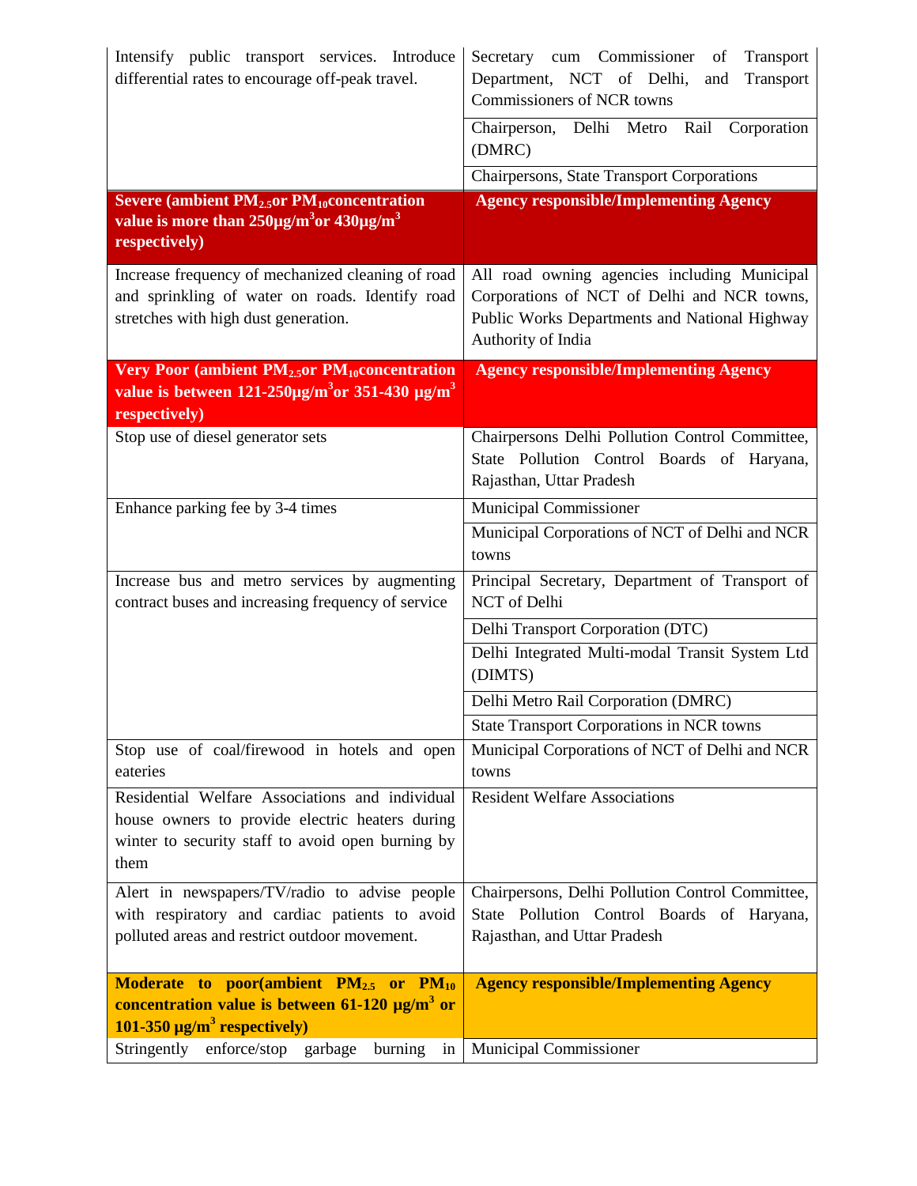| | |
|---|---|
| Intensify public transport services. Introduce differential rates to encourage off-peak travel. | Secretary cum Commissioner of Transport Department, NCT of Delhi, and Transport Commissioners of NCR towns |
| | Chairperson, Delhi Metro Rail Corporation (DMRC) |
| | Chairpersons, State Transport Corporations |
| **Severe (ambient $PM_{2.5}$ or $PM_{10}$ concentration value is more than 250µg/m$^3$ or 430µg/m$^3$ respectively)** | **Agency responsible/Implementing Agency** |
| Increase frequency of mechanized cleaning of road and sprinkling of water on roads. Identify road stretches with high dust generation. | All road owning agencies including Municipal Corporations of NCT of Delhi and NCR towns, Public Works Departments and National Highway Authority of India |
| **Very Poor (ambient $PM_{2.5}$ or $PM_{10}$ concentration value is between 121-250µg/m$^3$ or 351-430 µg/m$^3$ respectively)** | **Agency responsible/Implementing Agency** |
| Stop use of diesel generator sets | Chairpersons Delhi Pollution Control Committee, State Pollution Control Boards of Haryana, Rajasthan, Uttar Pradesh |
| Enhance parking fee by 3-4 times | Municipal Commissioner |
| | Municipal Corporations of NCT of Delhi and NCR towns |
| Increase bus and metro services by augmenting contract buses and increasing frequency of service | Principal Secretary, Department of Transport of NCT of Delhi |
| | Delhi Transport Corporation (DTC) |
| | Delhi Integrated Multi-modal Transit System Ltd (DIMTS) |
| | Delhi Metro Rail Corporation (DMRC) |
| | State Transport Corporations in NCR towns |
| Stop use of coal/firewood in hotels and open eateries | Municipal Corporations of NCT of Delhi and NCR towns |
| Residential Welfare Associations and individual house owners to provide electric heaters during winter to security staff to avoid open burning by them | Resident Welfare Associations |
| Alert in newspapers/TV/radio to advise people with respiratory and cardiac patients to avoid polluted areas and restrict outdoor movement. | Chairpersons, Delhi Pollution Control Committee, State Pollution Control Boards of Haryana, Rajasthan, and Uttar Pradesh |
| **Moderate to poor(ambient $PM_{2.5}$ or $PM_{10}$ concentration value is between 61-120 µg/m$^3$ or 101-350 µg/m$^3$ respectively)** | **Agency responsible/Implementing Agency** |
| Stringently enforce/stop garbage burning in | Municipal Commissioner |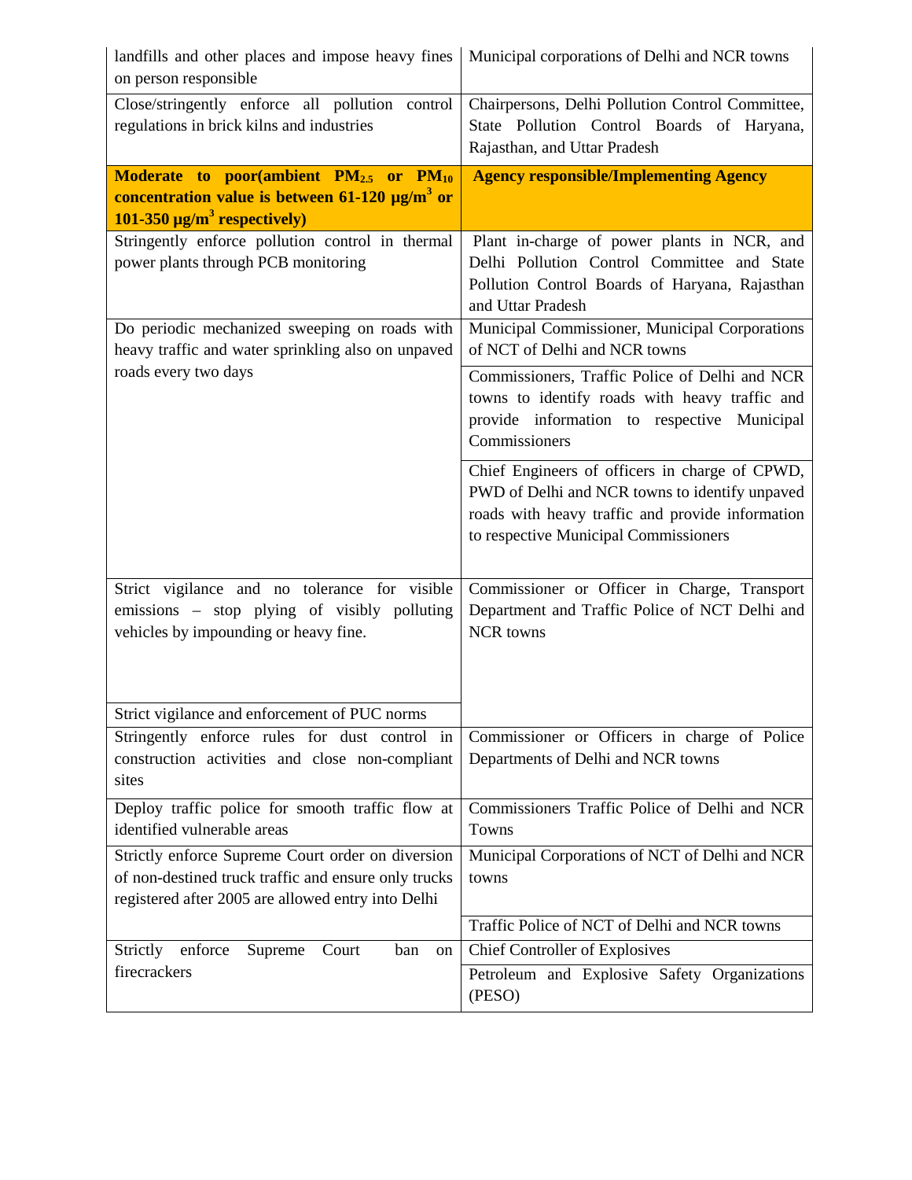| | |
|---|---|
| landfills and other places and impose heavy fines on person responsible | Municipal corporations of Delhi and NCR towns |
| Close/stringently enforce all pollution control regulations in brick kilns and industries | Chairpersons, Delhi Pollution Control Committee, State Pollution Control Boards of Haryana, Rajasthan, and Uttar Pradesh |
| **Moderate to poor(ambient $PM_{2.5}$ or $PM_{10}$ concentration value is between 61-120 μg/$m^3$ or 101-350 μg/$m^3$ respectively)** | **Agency responsible/Implementing Agency** |
| Stringently enforce pollution control in thermal power plants through PCB monitoring | Plant in-charge of power plants in NCR, and Delhi Pollution Control Committee and State Pollution Control Boards of Haryana, Rajasthan and Uttar Pradesh |
| Do periodic mechanized sweeping on roads with heavy traffic and water sprinkling also on unpaved roads every two days | Municipal Commissioner, Municipal Corporations of NCT of Delhi and NCR towns |
| | Commissioners, Traffic Police of Delhi and NCR towns to identify roads with heavy traffic and provide information to respective Municipal Commissioners |
| | Chief Engineers of officers in charge of CPWD, PWD of Delhi and NCR towns to identify unpaved roads with heavy traffic and provide information to respective Municipal Commissioners |
| Strict vigilance and no tolerance for visible emissions – stop plying of visibly polluting vehicles by impounding or heavy fine. | Commissioner or Officer in Charge, Transport Department and Traffic Police of NCT Delhi and NCR towns |
| Strict vigilance and enforcement of PUC norms | |
| Stringently enforce rules for dust control in construction activities and close non-compliant sites | Commissioner or Officers in charge of Police Departments of Delhi and NCR towns |
| Deploy traffic police for smooth traffic flow at identified vulnerable areas | Commissioners Traffic Police of Delhi and NCR Towns |
| Strictly enforce Supreme Court order on diversion of non-destined truck traffic and ensure only trucks registered after 2005 are allowed entry into Delhi | Municipal Corporations of NCT of Delhi and NCR towns |
| | Traffic Police of NCT of Delhi and NCR towns |
| Strictly enforce Supreme Court ban on firecrackers | Chief Controller of Explosives |
| | Petroleum and Explosive Safety Organizations (PESO) |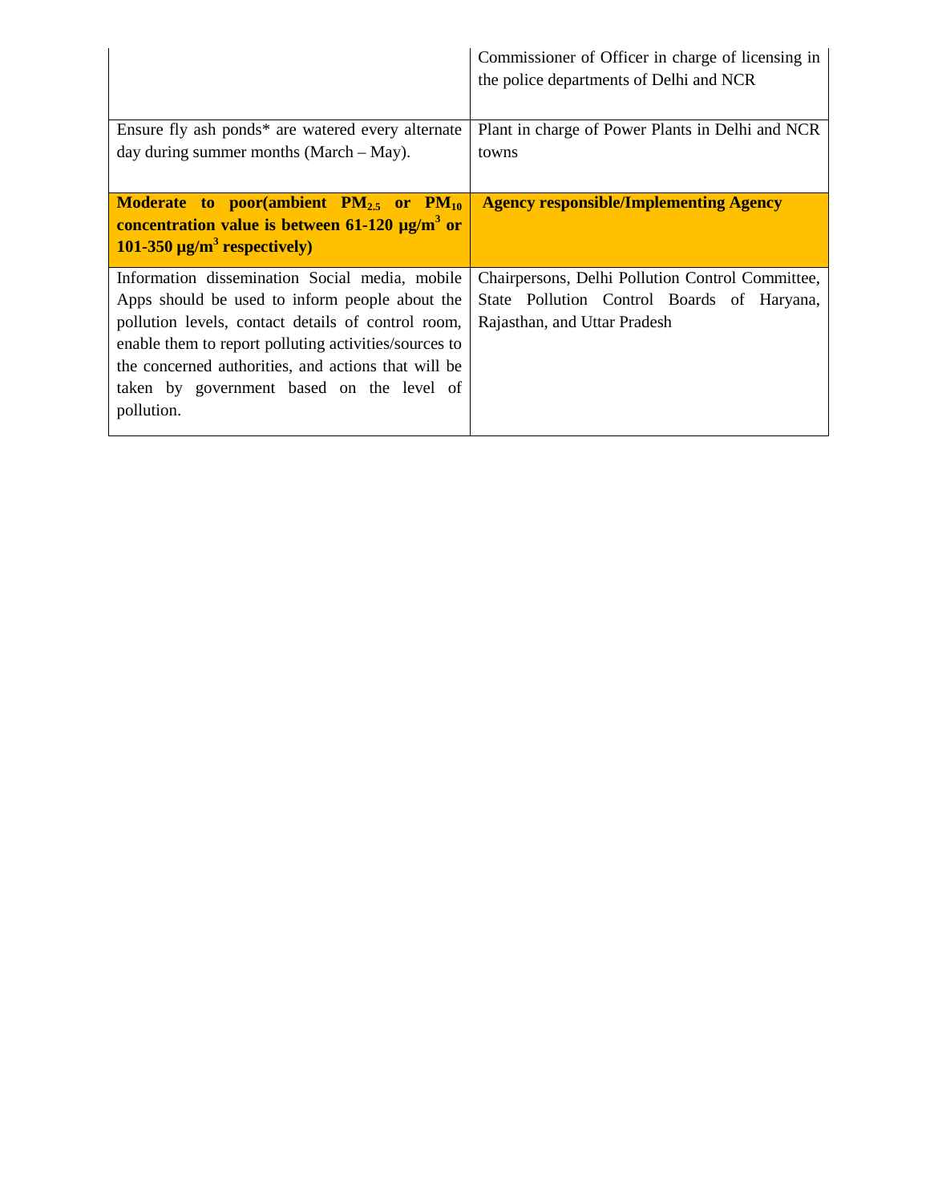| | |
|---|---|
| | Commissioner of Officer in charge of licensing in the police departments of Delhi and NCR |
| Ensure fly ash ponds* are watered every alternate day during summer months (March – May). | Plant in charge of Power Plants in Delhi and NCR towns |
| **Moderate to poor(ambient $PM_{2.5}$ or $PM_{10}$ concentration value is between 61-120 µg/$m^3$ or 101-350 µg/$m^3$ respectively)** | **Agency responsible/Implementing Agency** |
| Information dissemination Social media, mobile Apps should be used to inform people about the pollution levels, contact details of control room, enable them to report polluting activities/sources to the concerned authorities, and actions that will be taken by government based on the level of pollution. | Chairpersons, Delhi Pollution Control Committee, State Pollution Control Boards of Haryana, Rajasthan, and Uttar Pradesh |